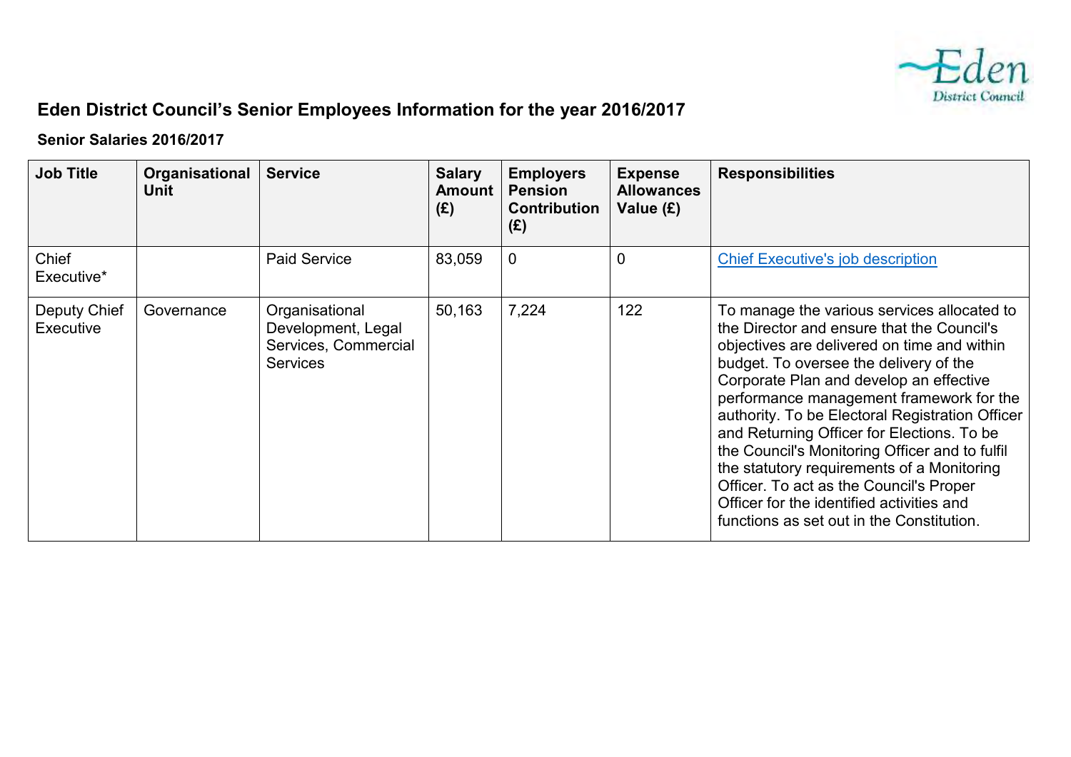# Eden District Council's Senior Employees Information for the year 2016/2017

## Senior Salaries 2016/2017

| Job Title | Organisational Unit | Service | Salary Amount (£) | Employers Pension Contribution (£) | Expense Allowances Value (£) | Responsibilities |
|---|---|---|---|---|---|---|
| Chief Executive* | | Paid Service | 83,059 | 0 | 0 | Chief Executive's job description |
| Deputy Chief Executive | Governance | Organisational Development, Legal Services, Commercial Services | 50,163 | 7,224 | 122 | To manage the various services allocated to the Director and ensure that the Council's objectives are delivered on time and within budget. To oversee the delivery of the Corporate Plan and develop an effective performance management framework for the authority. To be Electoral Registration Officer and Returning Officer for Elections. To be the Council's Monitoring Officer and to fulfil the statutory requirements of a Monitoring Officer. To act as the Council's Proper Officer for the identified activities and functions as set out in the Constitution. |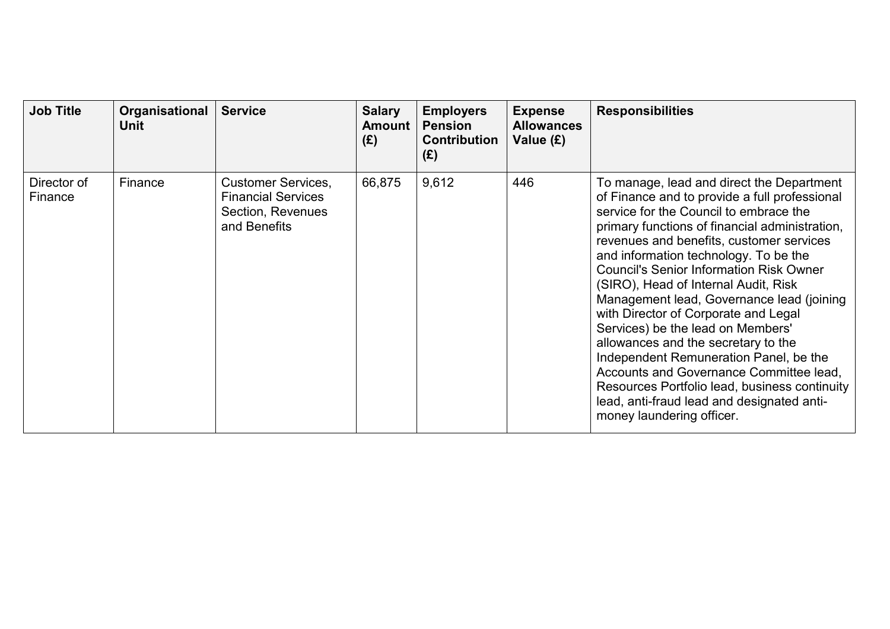| Job Title | Organisational Unit | Service | Salary Amount (£) | Employers Pension Contribution (£) | Expense Allowances Value (£) | Responsibilities |
|---|---|---|---|---|---|---|
| Director of Finance | Finance | Customer Services, Financial Services Section, Revenues and Benefits | 66,875 | 9,612 | 446 | To manage, lead and direct the Department of Finance and to provide a full professional service for the Council to embrace the primary functions of financial administration, revenues and benefits, customer services and information technology. To be the Council's Senior Information Risk Owner (SIRO), Head of Internal Audit, Risk Management lead, Governance lead (joining with Director of Corporate and Legal Services) be the lead on Members' allowances and the secretary to the Independent Remuneration Panel, be the Accounts and Governance Committee lead, Resources Portfolio lead, business continuity lead, anti-fraud lead and designated anti-money laundering officer. |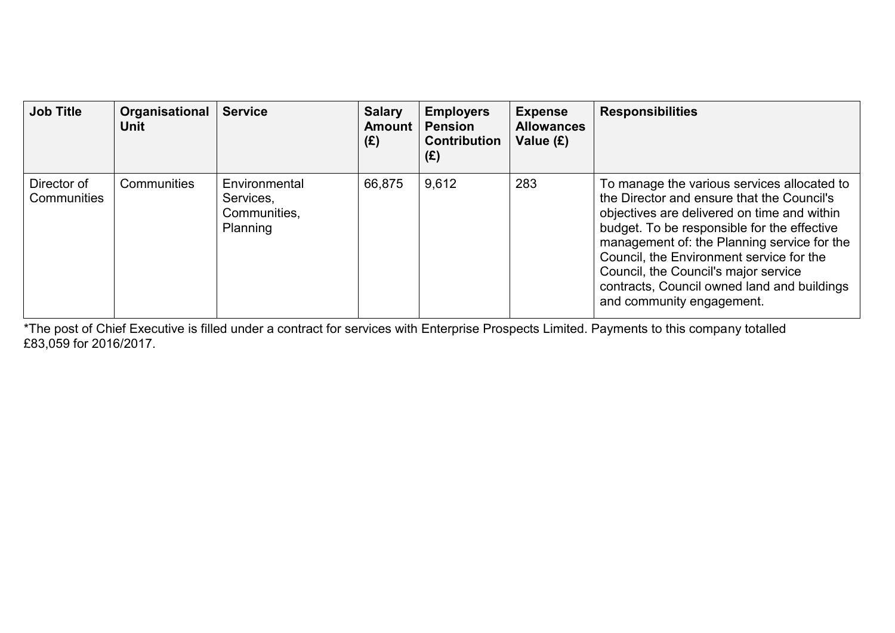| Job Title | Organisational Unit | Service | Salary Amount (£) | Employers Pension Contribution (£) | Expense Allowances Value (£) | Responsibilities |
|---|---|---|---|---|---|---|
| Director of Communities | Communities | Environmental Services, Communities, Planning | 66,875 | 9,612 | 283 | To manage the various services allocated to the Director and ensure that the Council's objectives are delivered on time and within budget. To be responsible for the effective management of: the Planning service for the Council, the Environment service for the Council, the Council's major service contracts, Council owned land and buildings and community engagement. |

*The post of Chief Executive is filled under a contract for services with Enterprise Prospects Limited. Payments to this company totalled £83,059 for 2016/2017.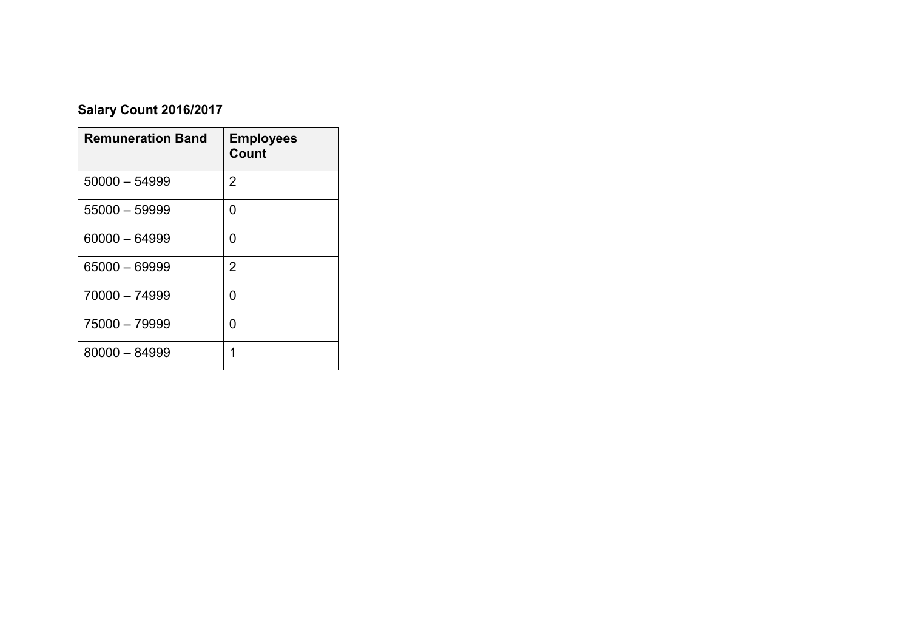**Salary Count 2016/2017**

| Remuneration Band | Employees Count |
| --- | --- |
| 50000 – 54999 | 2 |
| 55000 – 59999 | 0 |
| 60000 – 64999 | 0 |
| 65000 – 69999 | 2 |
| 70000 – 74999 | 0 |
| 75000 – 79999 | 0 |
| 80000 – 84999 | 1 |